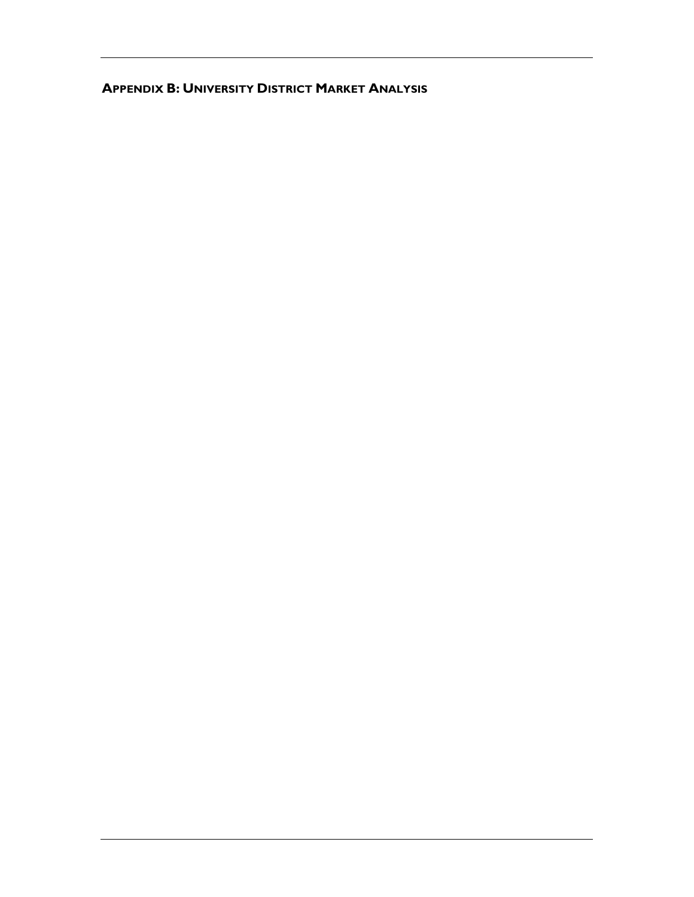## Appendix B: University District Market Analysis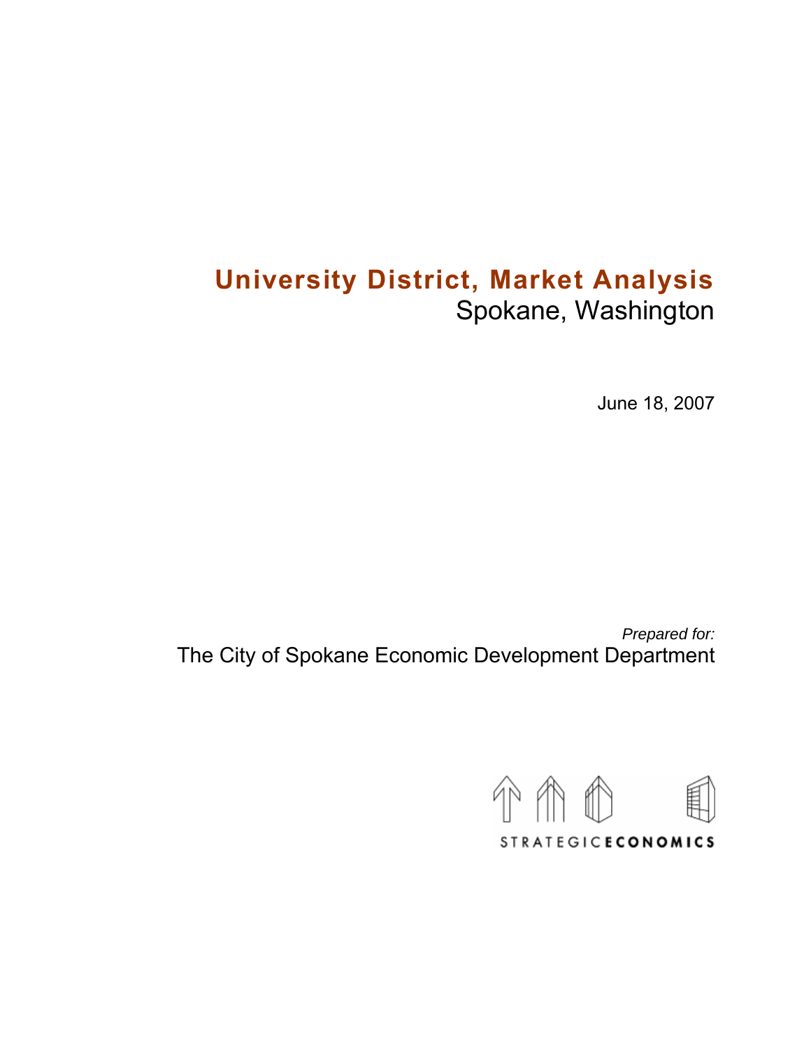# University District, Market Analysis

Spokane, Washington

June 18, 2007

*Prepared for:*

The City of Spokane Economic Development Department

STRATEGIC**ECONOMICS**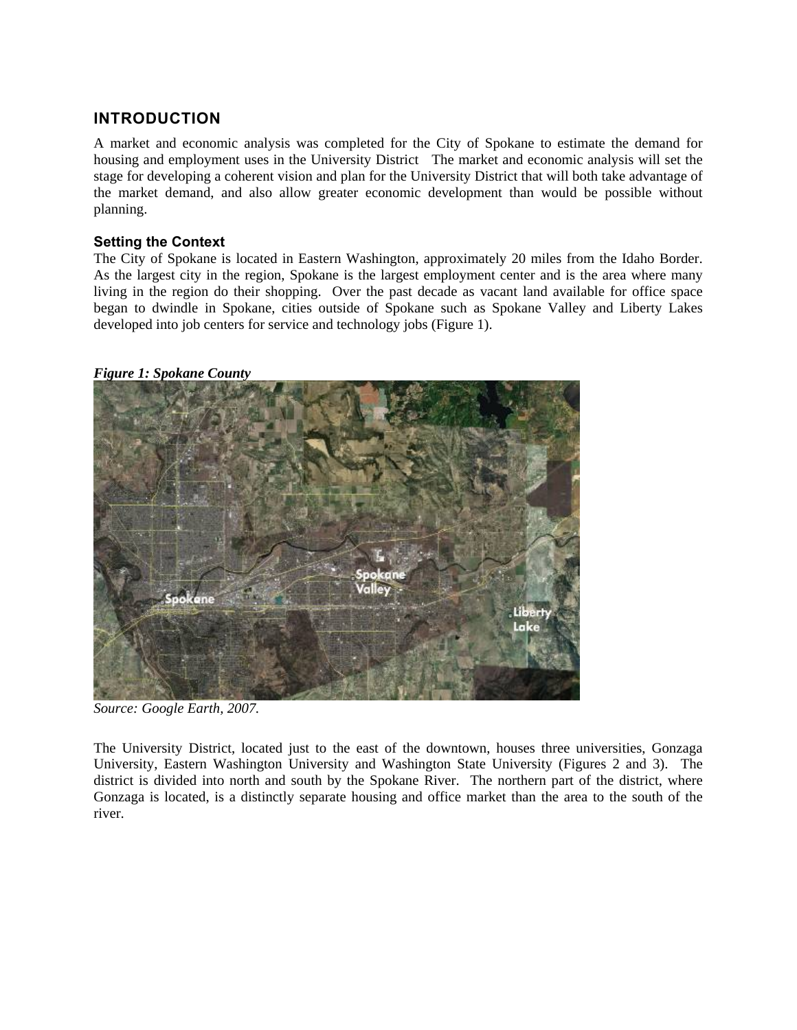## INTRODUCTION

A market and economic analysis was completed for the City of Spokane to estimate the demand for housing and employment uses in the University District The market and economic analysis will set the stage for developing a coherent vision and plan for the University District that will both take advantage of the market demand, and also allow greater economic development than would be possible without planning.

### Setting the Context

The City of Spokane is located in Eastern Washington, approximately 20 miles from the Idaho Border. As the largest city in the region, Spokane is the largest employment center and is the area where many living in the region do their shopping. Over the past decade as vacant land available for office space began to dwindle in Spokane, cities outside of Spokane such as Spokane Valley and Liberty Lakes developed into job centers for service and technology jobs (Figure 1).

***Figure 1: Spokane County***

*Source: Google Earth, 2007.*

The University District, located just to the east of the downtown, houses three universities, Gonzaga University, Eastern Washington University and Washington State University (Figures 2 and 3). The district is divided into north and south by the Spokane River. The northern part of the district, where Gonzaga is located, is a distinctly separate housing and office market than the area to the south of the river.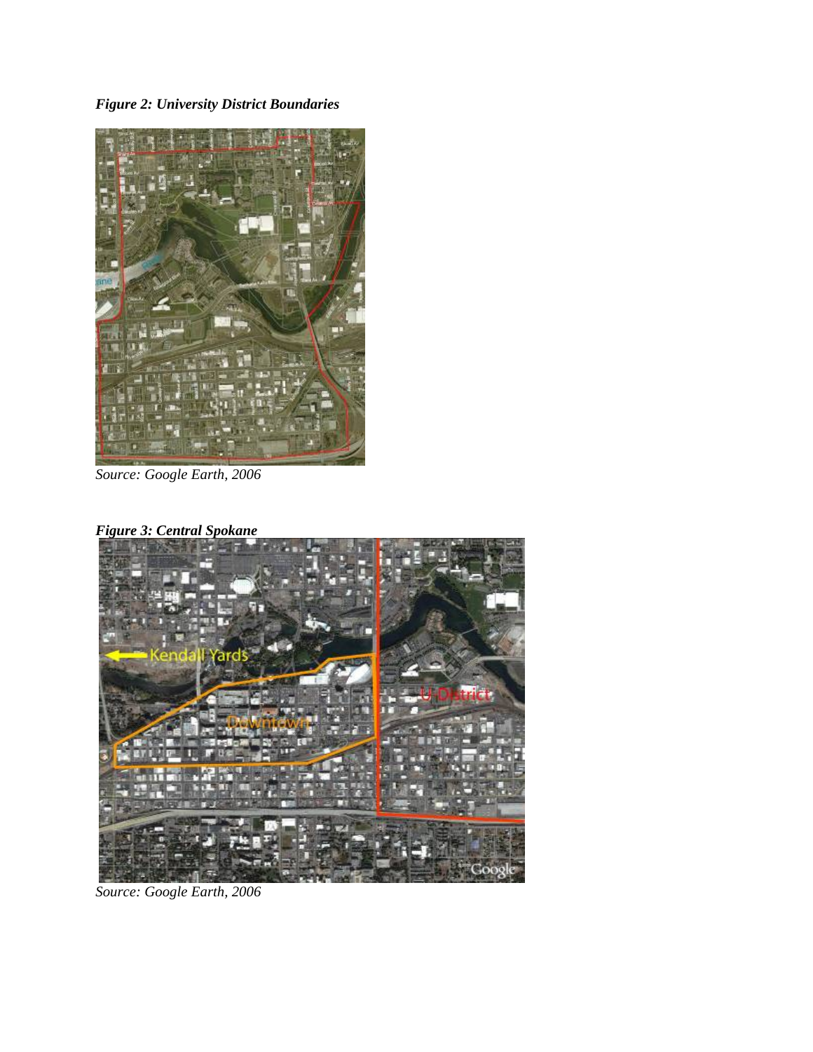***Figure 2: University District Boundaries***

*Source: Google Earth, 2006*

***Figure 3: Central Spokane***

*Source: Google Earth, 2006*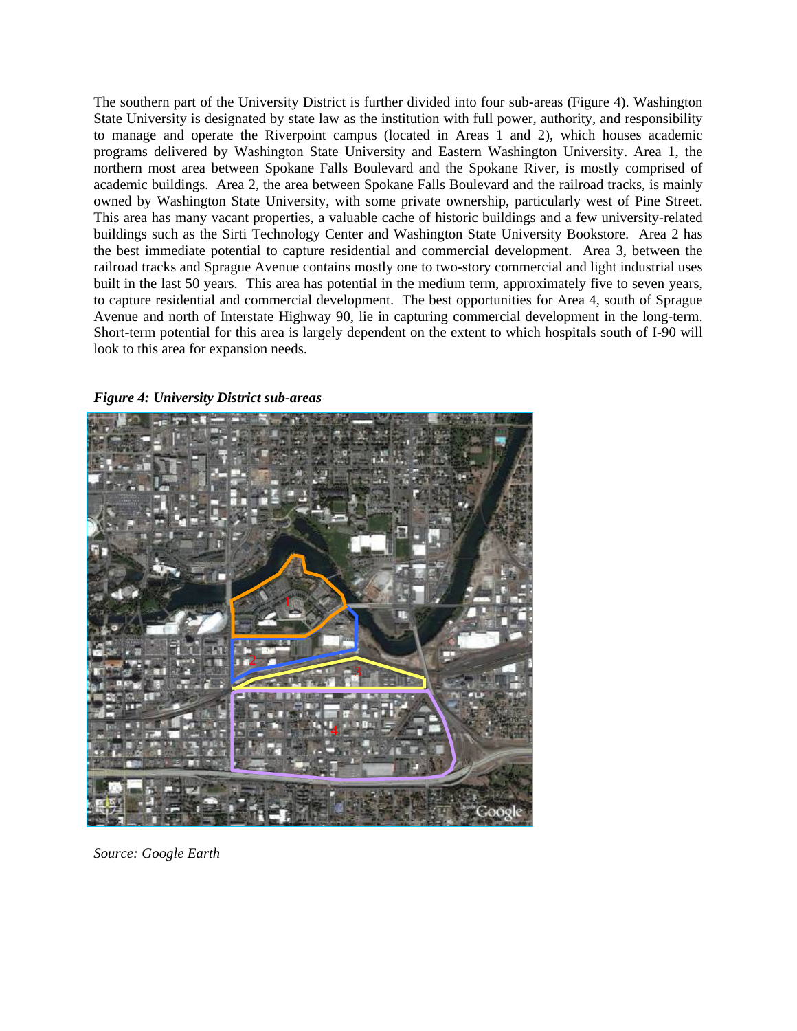The southern part of the University District is further divided into four sub-areas (Figure 4). Washington State University is designated by state law as the institution with full power, authority, and responsibility to manage and operate the Riverpoint campus (located in Areas 1 and 2), which houses academic programs delivered by Washington State University and Eastern Washington University. Area 1, the northern most area between Spokane Falls Boulevard and the Spokane River, is mostly comprised of academic buildings. Area 2, the area between Spokane Falls Boulevard and the railroad tracks, is mainly owned by Washington State University, with some private ownership, particularly west of Pine Street. This area has many vacant properties, a valuable cache of historic buildings and a few university-related buildings such as the Sirti Technology Center and Washington State University Bookstore. Area 2 has the best immediate potential to capture residential and commercial development. Area 3, between the railroad tracks and Sprague Avenue contains mostly one to two-story commercial and light industrial uses built in the last 50 years. This area has potential in the medium term, approximately five to seven years, to capture residential and commercial development. The best opportunities for Area 4, south of Sprague Avenue and north of Interstate Highway 90, lie in capturing commercial development in the long-term. Short-term potential for this area is largely dependent on the extent to which hospitals south of I-90 will look to this area for expansion needs.

***Figure 4: University District sub-areas***

*Source: Google Earth*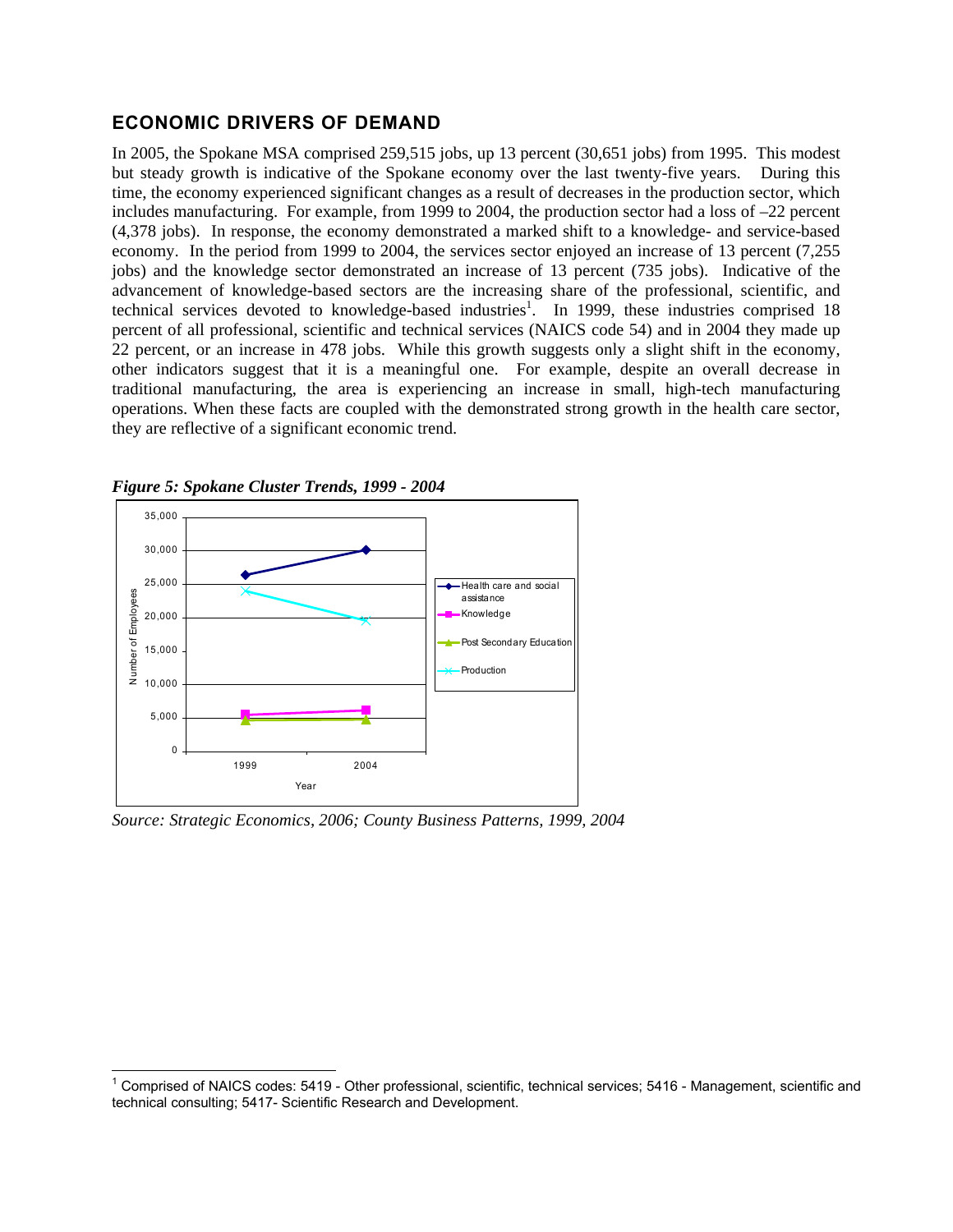## ECONOMIC DRIVERS OF DEMAND

In 2005, the Spokane MSA comprised 259,515 jobs, up 13 percent (30,651 jobs) from 1995. This modest but steady growth is indicative of the Spokane economy over the last twenty-five years. During this time, the economy experienced significant changes as a result of decreases in the production sector, which includes manufacturing. For example, from 1999 to 2004, the production sector had a loss of –22 percent (4,378 jobs). In response, the economy demonstrated a marked shift to a knowledge- and service-based economy. In the period from 1999 to 2004, the services sector enjoyed an increase of 13 percent (7,255 jobs) and the knowledge sector demonstrated an increase of 13 percent (735 jobs). Indicative of the advancement of knowledge-based sectors are the increasing share of the professional, scientific, and technical services devoted to knowledge-based industries[1]. In 1999, these industries comprised 18 percent of all professional, scientific and technical services (NAICS code 54) and in 2004 they made up 22 percent, or an increase in 478 jobs. While this growth suggests only a slight shift in the economy, other indicators suggest that it is a meaningful one. For example, despite an overall decrease in traditional manufacturing, the area is experiencing an increase in small, high-tech manufacturing operations. When these facts are coupled with the demonstrated strong growth in the health care sector, they are reflective of a significant economic trend.

*Figure 5: Spokane Cluster Trends, 1999 - 2004*

*Source: Strategic Economics, 2006; County Business Patterns, 1999, 2004*

[1] Comprised of NAICS codes: 5419 - Other professional, scientific, technical services; 5416 - Management, scientific and technical consulting; 5417- Scientific Research and Development.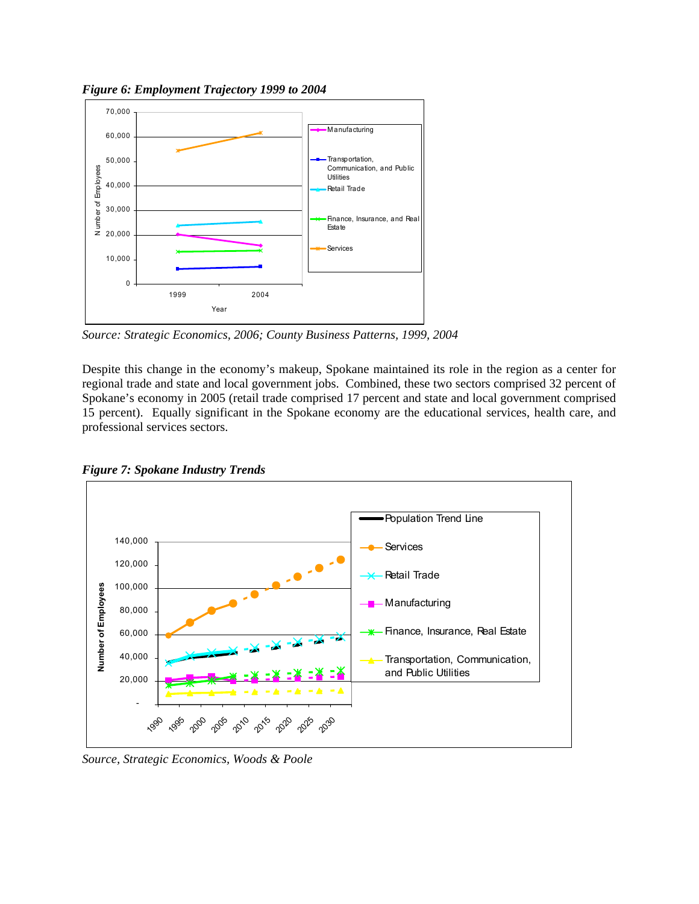***Figure 6: Employment Trajectory 1999 to 2004***

*Source: Strategic Economics, 2006; County Business Patterns, 1999, 2004*

Despite this change in the economy's makeup, Spokane maintained its role in the region as a center for regional trade and state and local government jobs. Combined, these two sectors comprised 32 percent of Spokane's economy in 2005 (retail trade comprised 17 percent and state and local government comprised 15 percent). Equally significant in the Spokane economy are the educational services, health care, and professional services sectors.

***Figure 7: Spokane Industry Trends***

*Source, Strategic Economics, Woods & Poole*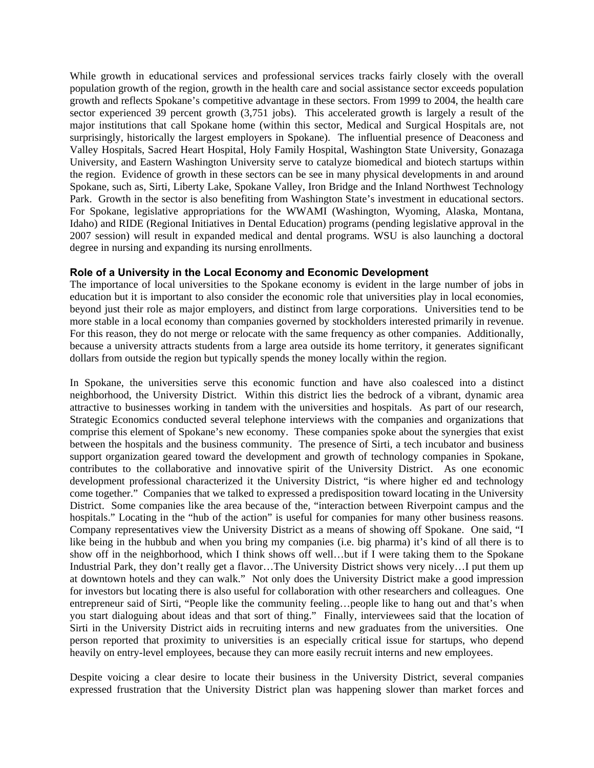While growth in educational services and professional services tracks fairly closely with the overall population growth of the region, growth in the health care and social assistance sector exceeds population growth and reflects Spokane's competitive advantage in these sectors. From 1999 to 2004, the health care sector experienced 39 percent growth (3,751 jobs). This accelerated growth is largely a result of the major institutions that call Spokane home (within this sector, Medical and Surgical Hospitals are, not surprisingly, historically the largest employers in Spokane). The influential presence of Deaconess and Valley Hospitals, Sacred Heart Hospital, Holy Family Hospital, Washington State University, Gonazaga University, and Eastern Washington University serve to catalyze biomedical and biotech startups within the region. Evidence of growth in these sectors can be see in many physical developments in and around Spokane, such as, Sirti, Liberty Lake, Spokane Valley, Iron Bridge and the Inland Northwest Technology Park. Growth in the sector is also benefiting from Washington State's investment in educational sectors. For Spokane, legislative appropriations for the WWAMI (Washington, Wyoming, Alaska, Montana, Idaho) and RIDE (Regional Initiatives in Dental Education) programs (pending legislative approval in the 2007 session) will result in expanded medical and dental programs. WSU is also launching a doctoral degree in nursing and expanding its nursing enrollments.

### Role of a University in the Local Economy and Economic Development

The importance of local universities to the Spokane economy is evident in the large number of jobs in education but it is important to also consider the economic role that universities play in local economies, beyond just their role as major employers, and distinct from large corporations. Universities tend to be more stable in a local economy than companies governed by stockholders interested primarily in revenue. For this reason, they do not merge or relocate with the same frequency as other companies. Additionally, because a university attracts students from a large area outside its home territory, it generates significant dollars from outside the region but typically spends the money locally within the region.

In Spokane, the universities serve this economic function and have also coalesced into a distinct neighborhood, the University District. Within this district lies the bedrock of a vibrant, dynamic area attractive to businesses working in tandem with the universities and hospitals. As part of our research, Strategic Economics conducted several telephone interviews with the companies and organizations that comprise this element of Spokane's new economy. These companies spoke about the synergies that exist between the hospitals and the business community. The presence of Sirti, a tech incubator and business support organization geared toward the development and growth of technology companies in Spokane, contributes to the collaborative and innovative spirit of the University District. As one economic development professional characterized it the University District, "is where higher ed and technology come together." Companies that we talked to expressed a predisposition toward locating in the University District. Some companies like the area because of the, "interaction between Riverpoint campus and the hospitals." Locating in the "hub of the action" is useful for companies for many other business reasons. Company representatives view the University District as a means of showing off Spokane. One said, "I like being in the hubbub and when you bring my companies (i.e. big pharma) it's kind of all there is to show off in the neighborhood, which I think shows off well…but if I were taking them to the Spokane Industrial Park, they don't really get a flavor…The University District shows very nicely…I put them up at downtown hotels and they can walk." Not only does the University District make a good impression for investors but locating there is also useful for collaboration with other researchers and colleagues. One entrepreneur said of Sirti, "People like the community feeling…people like to hang out and that's when you start dialoguing about ideas and that sort of thing." Finally, interviewees said that the location of Sirti in the University District aids in recruiting interns and new graduates from the universities. One person reported that proximity to universities is an especially critical issue for startups, who depend heavily on entry-level employees, because they can more easily recruit interns and new employees.

Despite voicing a clear desire to locate their business in the University District, several companies expressed frustration that the University District plan was happening slower than market forces and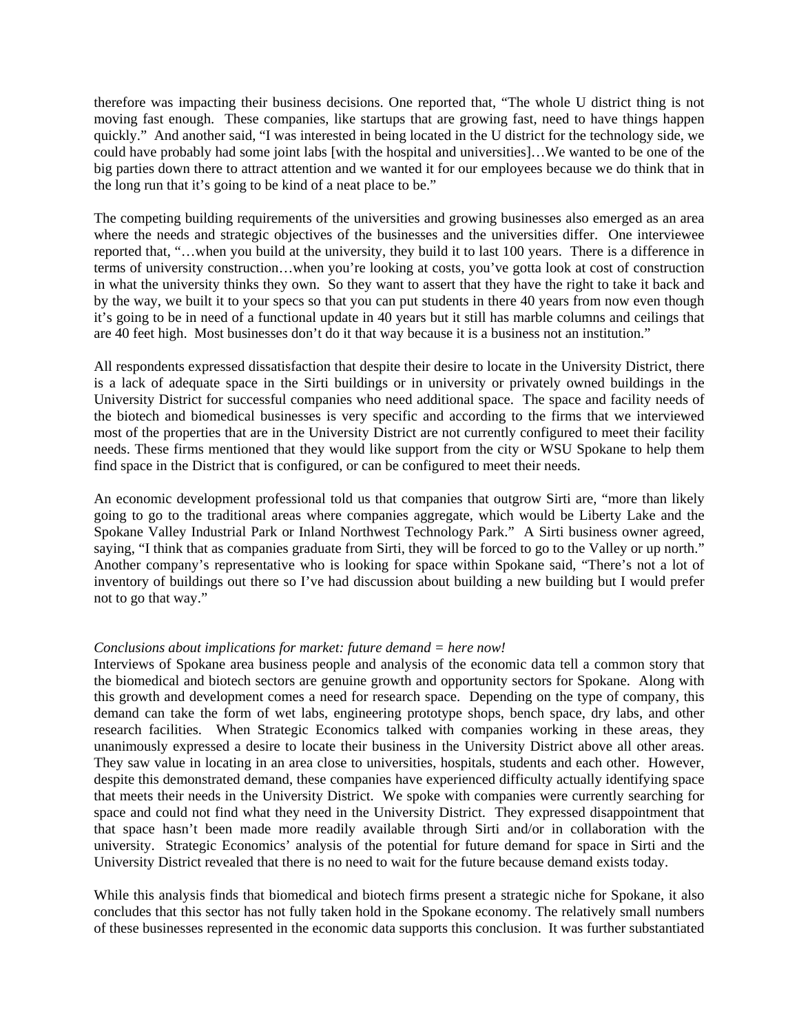therefore was impacting their business decisions. One reported that, "The whole U district thing is not moving fast enough. These companies, like startups that are growing fast, need to have things happen quickly." And another said, "I was interested in being located in the U district for the technology side, we could have probably had some joint labs [with the hospital and universities]…We wanted to be one of the big parties down there to attract attention and we wanted it for our employees because we do think that in the long run that it's going to be kind of a neat place to be."

The competing building requirements of the universities and growing businesses also emerged as an area where the needs and strategic objectives of the businesses and the universities differ. One interviewee reported that, "…when you build at the university, they build it to last 100 years. There is a difference in terms of university construction…when you're looking at costs, you've gotta look at cost of construction in what the university thinks they own. So they want to assert that they have the right to take it back and by the way, we built it to your specs so that you can put students in there 40 years from now even though it's going to be in need of a functional update in 40 years but it still has marble columns and ceilings that are 40 feet high. Most businesses don't do it that way because it is a business not an institution."

All respondents expressed dissatisfaction that despite their desire to locate in the University District, there is a lack of adequate space in the Sirti buildings or in university or privately owned buildings in the University District for successful companies who need additional space. The space and facility needs of the biotech and biomedical businesses is very specific and according to the firms that we interviewed most of the properties that are in the University District are not currently configured to meet their facility needs. These firms mentioned that they would like support from the city or WSU Spokane to help them find space in the District that is configured, or can be configured to meet their needs.

An economic development professional told us that companies that outgrow Sirti are, "more than likely going to go to the traditional areas where companies aggregate, which would be Liberty Lake and the Spokane Valley Industrial Park or Inland Northwest Technology Park." A Sirti business owner agreed, saying, "I think that as companies graduate from Sirti, they will be forced to go to the Valley or up north." Another company's representative who is looking for space within Spokane said, "There's not a lot of inventory of buildings out there so I've had discussion about building a new building but I would prefer not to go that way."

*Conclusions about implications for market: future demand = here now!*

Interviews of Spokane area business people and analysis of the economic data tell a common story that the biomedical and biotech sectors are genuine growth and opportunity sectors for Spokane. Along with this growth and development comes a need for research space. Depending on the type of company, this demand can take the form of wet labs, engineering prototype shops, bench space, dry labs, and other research facilities. When Strategic Economics talked with companies working in these areas, they unanimously expressed a desire to locate their business in the University District above all other areas. They saw value in locating in an area close to universities, hospitals, students and each other. However, despite this demonstrated demand, these companies have experienced difficulty actually identifying space that meets their needs in the University District. We spoke with companies were currently searching for space and could not find what they need in the University District. They expressed disappointment that that space hasn't been made more readily available through Sirti and/or in collaboration with the university. Strategic Economics' analysis of the potential for future demand for space in Sirti and the University District revealed that there is no need to wait for the future because demand exists today.

While this analysis finds that biomedical and biotech firms present a strategic niche for Spokane, it also concludes that this sector has not fully taken hold in the Spokane economy. The relatively small numbers of these businesses represented in the economic data supports this conclusion. It was further substantiated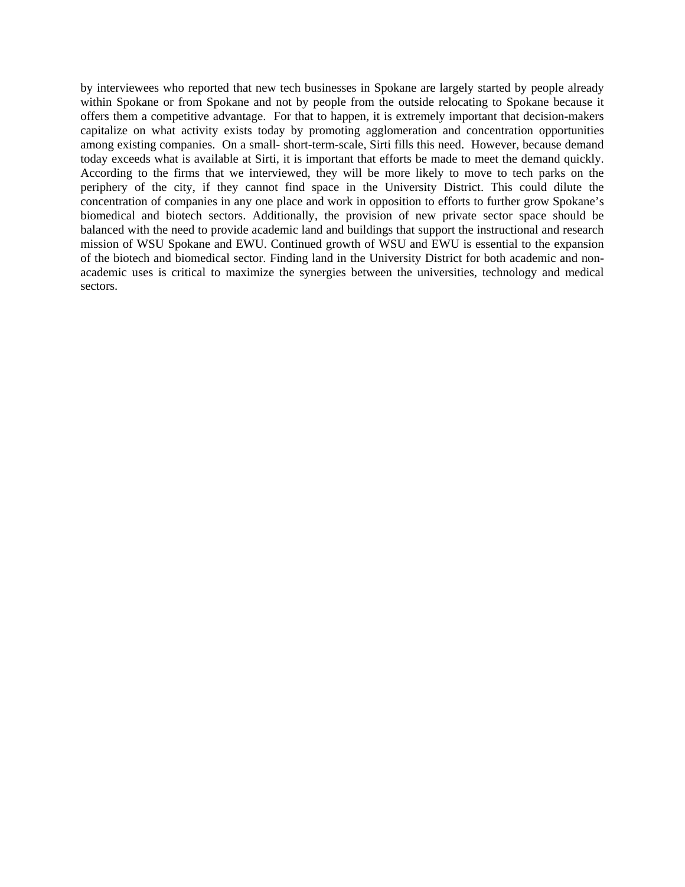by interviewees who reported that new tech businesses in Spokane are largely started by people already within Spokane or from Spokane and not by people from the outside relocating to Spokane because it offers them a competitive advantage. For that to happen, it is extremely important that decision-makers capitalize on what activity exists today by promoting agglomeration and concentration opportunities among existing companies. On a small- short-term-scale, Sirti fills this need. However, because demand today exceeds what is available at Sirti, it is important that efforts be made to meet the demand quickly. According to the firms that we interviewed, they will be more likely to move to tech parks on the periphery of the city, if they cannot find space in the University District. This could dilute the concentration of companies in any one place and work in opposition to efforts to further grow Spokane's biomedical and biotech sectors. Additionally, the provision of new private sector space should be balanced with the need to provide academic land and buildings that support the instructional and research mission of WSU Spokane and EWU. Continued growth of WSU and EWU is essential to the expansion of the biotech and biomedical sector. Finding land in the University District for both academic and non-academic uses is critical to maximize the synergies between the universities, technology and medical sectors.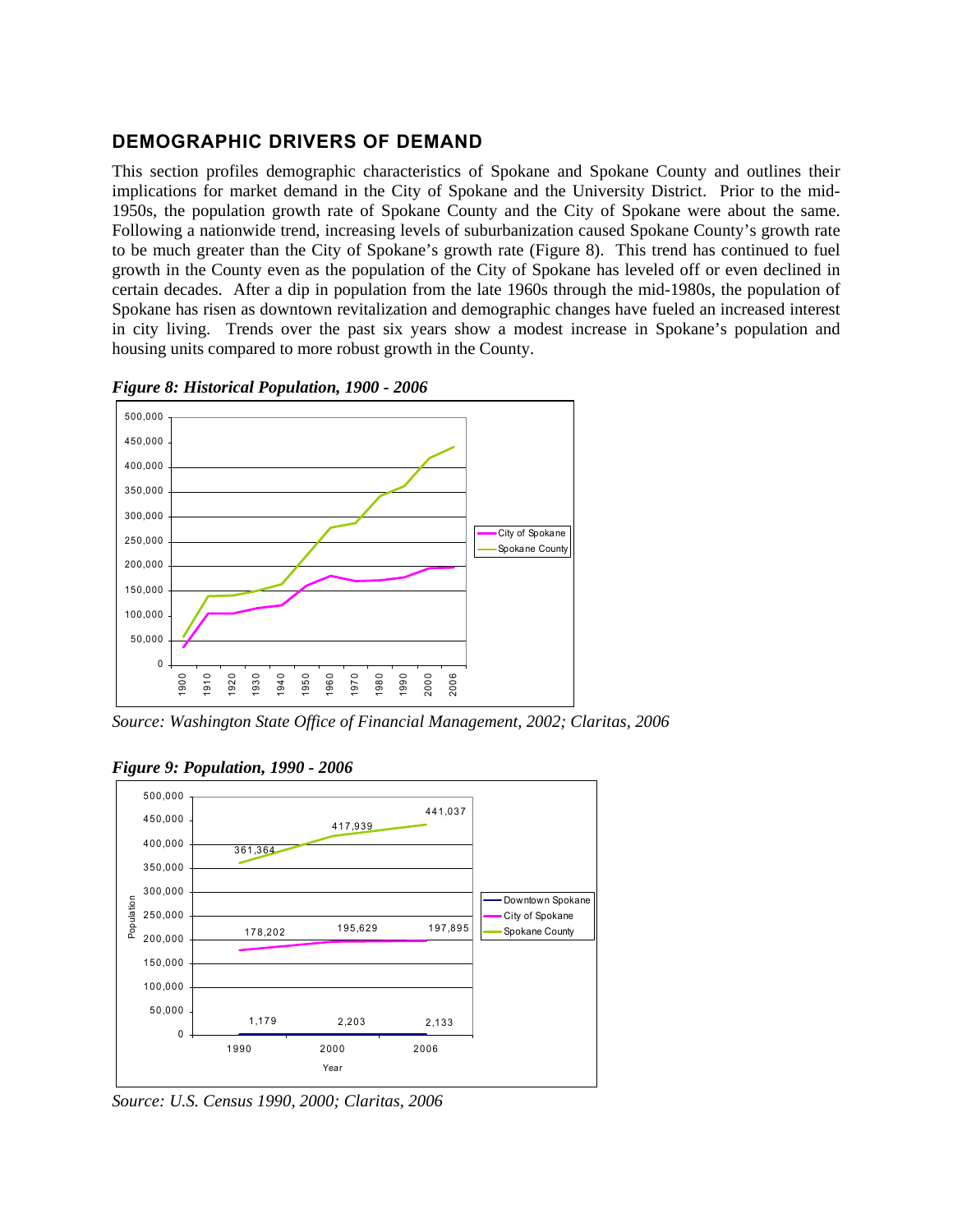## DEMOGRAPHIC DRIVERS OF DEMAND

This section profiles demographic characteristics of Spokane and Spokane County and outlines their implications for market demand in the City of Spokane and the University District. Prior to the mid-1950s, the population growth rate of Spokane County and the City of Spokane were about the same. Following a nationwide trend, increasing levels of suburbanization caused Spokane County's growth rate to be much greater than the City of Spokane's growth rate (Figure 8). This trend has continued to fuel growth in the County even as the population of the City of Spokane has leveled off or even declined in certain decades. After a dip in population from the late 1960s through the mid-1980s, the population of Spokane has risen as downtown revitalization and demographic changes have fueled an increased interest in city living. Trends over the past six years show a modest increase in Spokane's population and housing units compared to more robust growth in the County.

*Figure 8: Historical Population, 1900 - 2006*

*Source: Washington State Office of Financial Management, 2002; Claritas, 2006*

*Figure 9: Population, 1990 - 2006*

| Year | Downtown Spokane | City of Spokane | Spokane County |
|---|---|---|---|
| 1990 | 1,179 | 178,202 | 361,364 |
| 2000 | 2,203 | 195,629 | 417,939 |
| 2006 | 2,133 | 197,895 | 441,037 |

*Source: U.S. Census 1990, 2000; Claritas, 2006*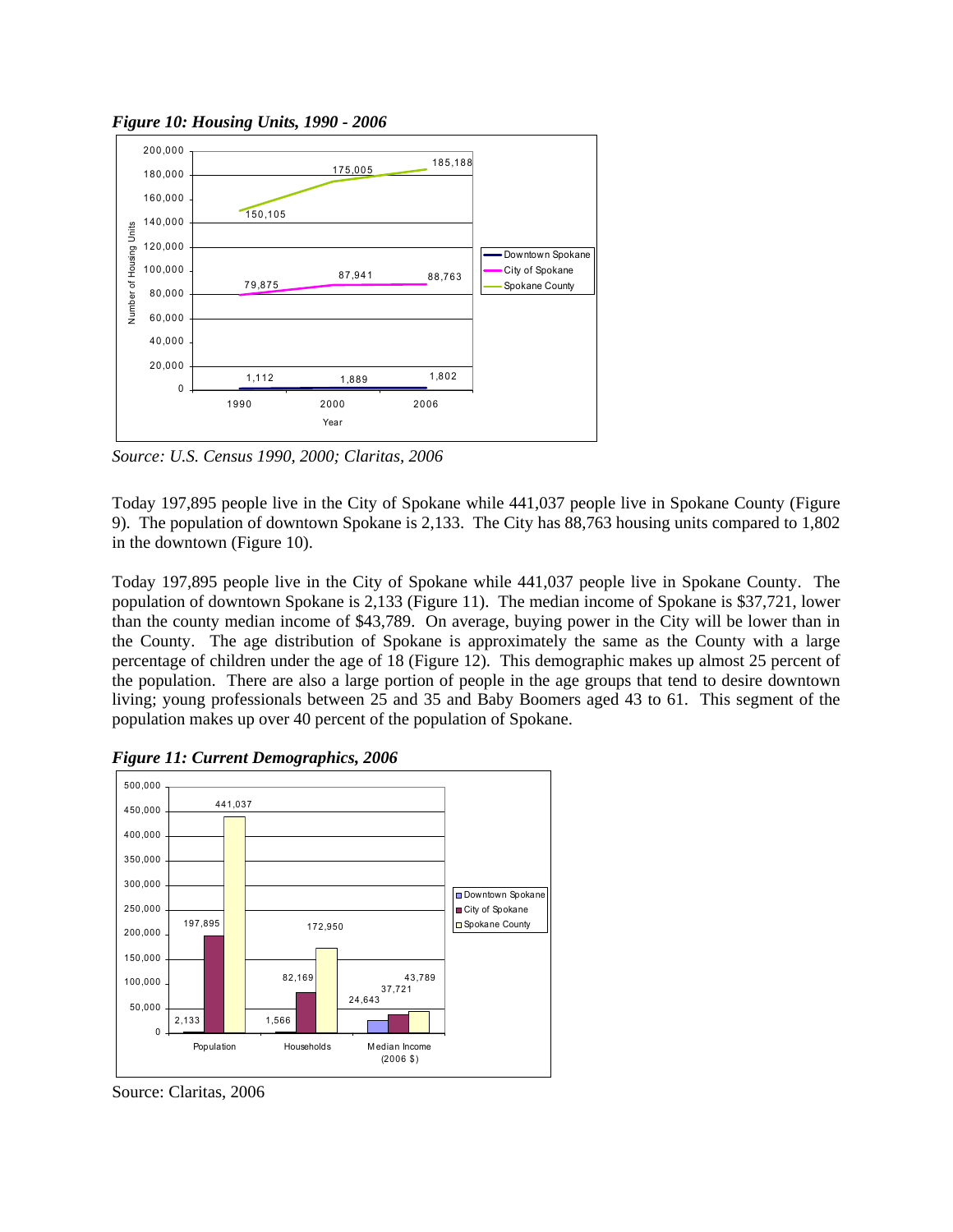*Figure 10: Housing Units, 1990 - 2006*

| Year | Downtown Spokane | City of Spokane | Spokane County |
|---|---|---|---|
| 1990 | 1,112 | 79,875 | 150,105 |
| 2000 | 1,889 | 87,941 | 175,005 |
| 2006 | 1,802 | 88,763 | 185,188 |

*Source: U.S. Census 1990, 2000; Claritas, 2006*

Today 197,895 people live in the City of Spokane while 441,037 people live in Spokane County (Figure 9). The population of downtown Spokane is 2,133. The City has 88,763 housing units compared to 1,802 in the downtown (Figure 10).

Today 197,895 people live in the City of Spokane while 441,037 people live in Spokane County. The population of downtown Spokane is 2,133 (Figure 11). The median income of Spokane is $37,721, lower than the county median income of $43,789. On average, buying power in the City will be lower than in the County. The age distribution of Spokane is approximately the same as the County with a large percentage of children under the age of 18 (Figure 12). This demographic makes up almost 25 percent of the population. There are also a large portion of people in the age groups that tend to desire downtown living; young professionals between 25 and 35 and Baby Boomers aged 43 to 61. This segment of the population makes up over 40 percent of the population of Spokane.

*Figure 11: Current Demographics, 2006*

| | Downtown Spokane | City of Spokane | Spokane County |
|---|---|---|---|
| Population | 2,133 | 197,895 | 441,037 |
| Households | 1,566 | 82,169 | 172,950 |
| Median Income (2006 $) | 24,643 | 37,721 | 43,789 |

Source: Claritas, 2006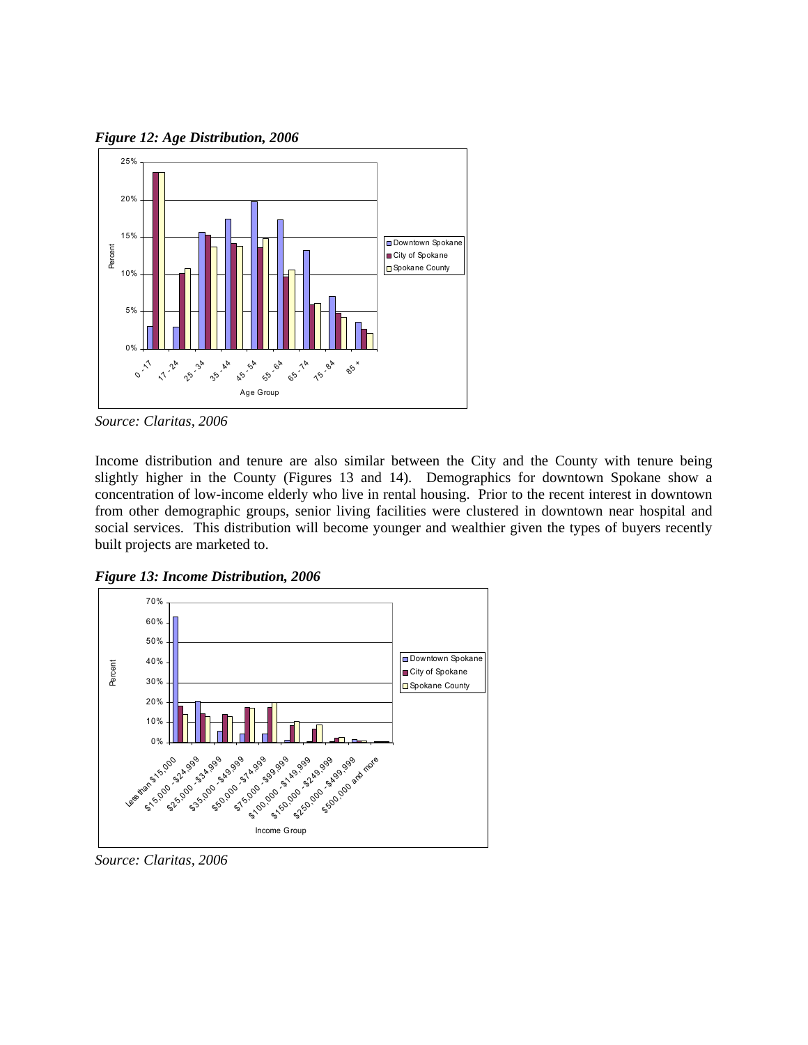*Figure 12: Age Distribution, 2006*

*Source: Claritas, 2006*

Income distribution and tenure are also similar between the City and the County with tenure being slightly higher in the County (Figures 13 and 14). Demographics for downtown Spokane show a concentration of low-income elderly who live in rental housing. Prior to the recent interest in downtown from other demographic groups, senior living facilities were clustered in downtown near hospital and social services. This distribution will become younger and wealthier given the types of buyers recently built projects are marketed to.

*Figure 13: Income Distribution, 2006*

*Source: Claritas, 2006*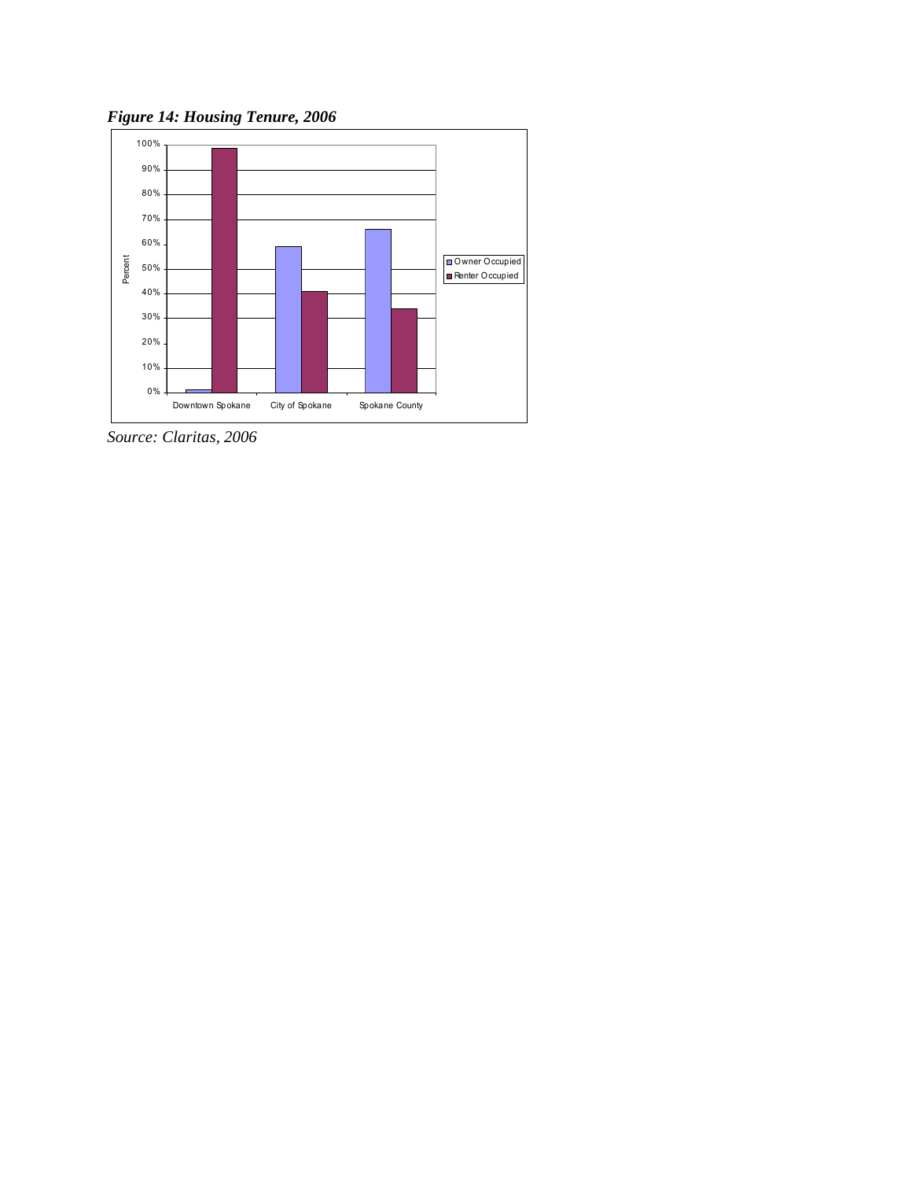*Figure 14: Housing Tenure, 2006*

*Source: Claritas, 2006*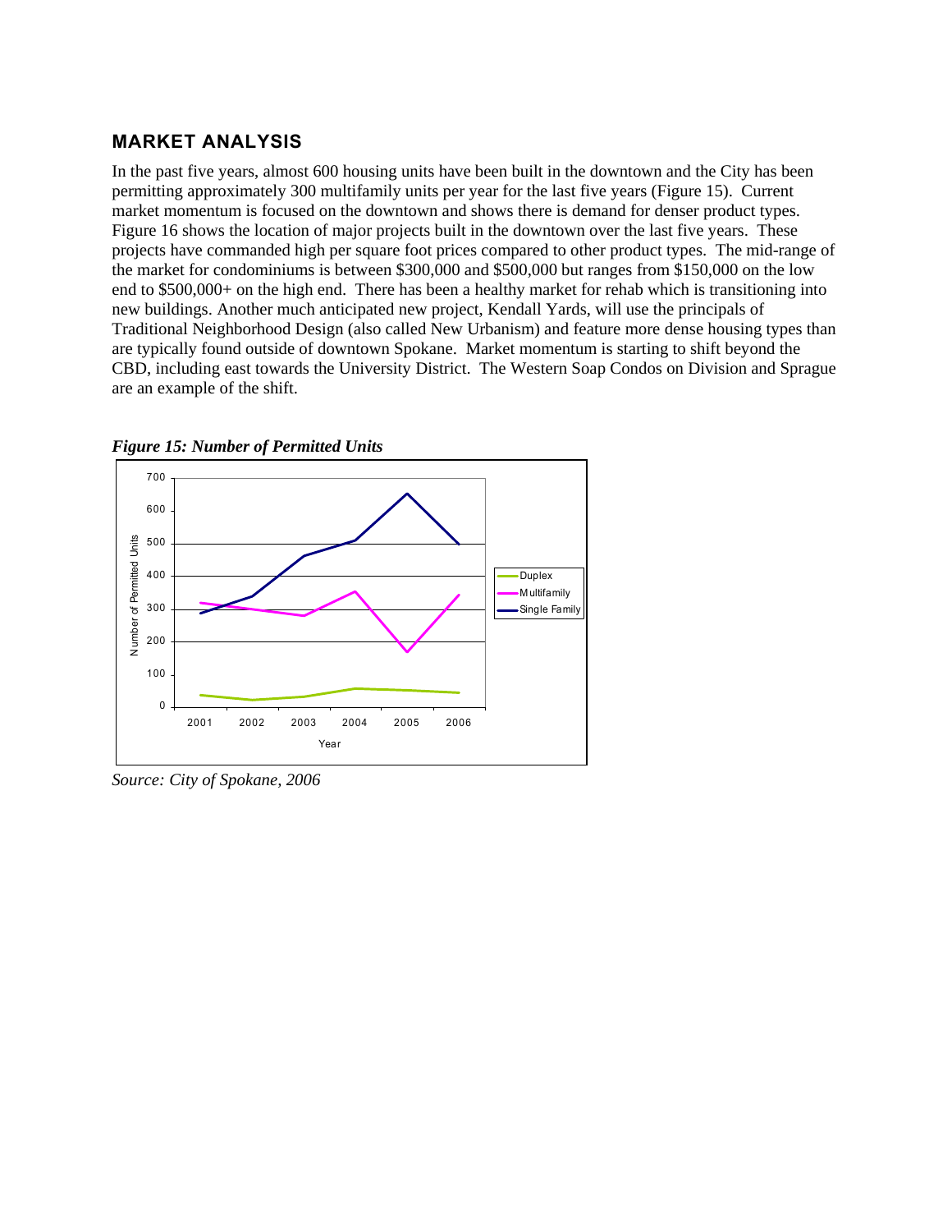## MARKET ANALYSIS

In the past five years, almost 600 housing units have been built in the downtown and the City has been permitting approximately 300 multifamily units per year for the last five years (Figure 15). Current market momentum is focused on the downtown and shows there is demand for denser product types. Figure 16 shows the location of major projects built in the downtown over the last five years. These projects have commanded high per square foot prices compared to other product types. The mid-range of the market for condominiums is between $300,000 and $500,000 but ranges from $150,000 on the low end to $500,000+ on the high end. There has been a healthy market for rehab which is transitioning into new buildings. Another much anticipated new project, Kendall Yards, will use the principals of Traditional Neighborhood Design (also called New Urbanism) and feature more dense housing types than are typically found outside of downtown Spokane. Market momentum is starting to shift beyond the CBD, including east towards the University District. The Western Soap Condos on Division and Sprague are an example of the shift.

***Figure 15: Number of Permitted Units***

*Source: City of Spokane, 2006*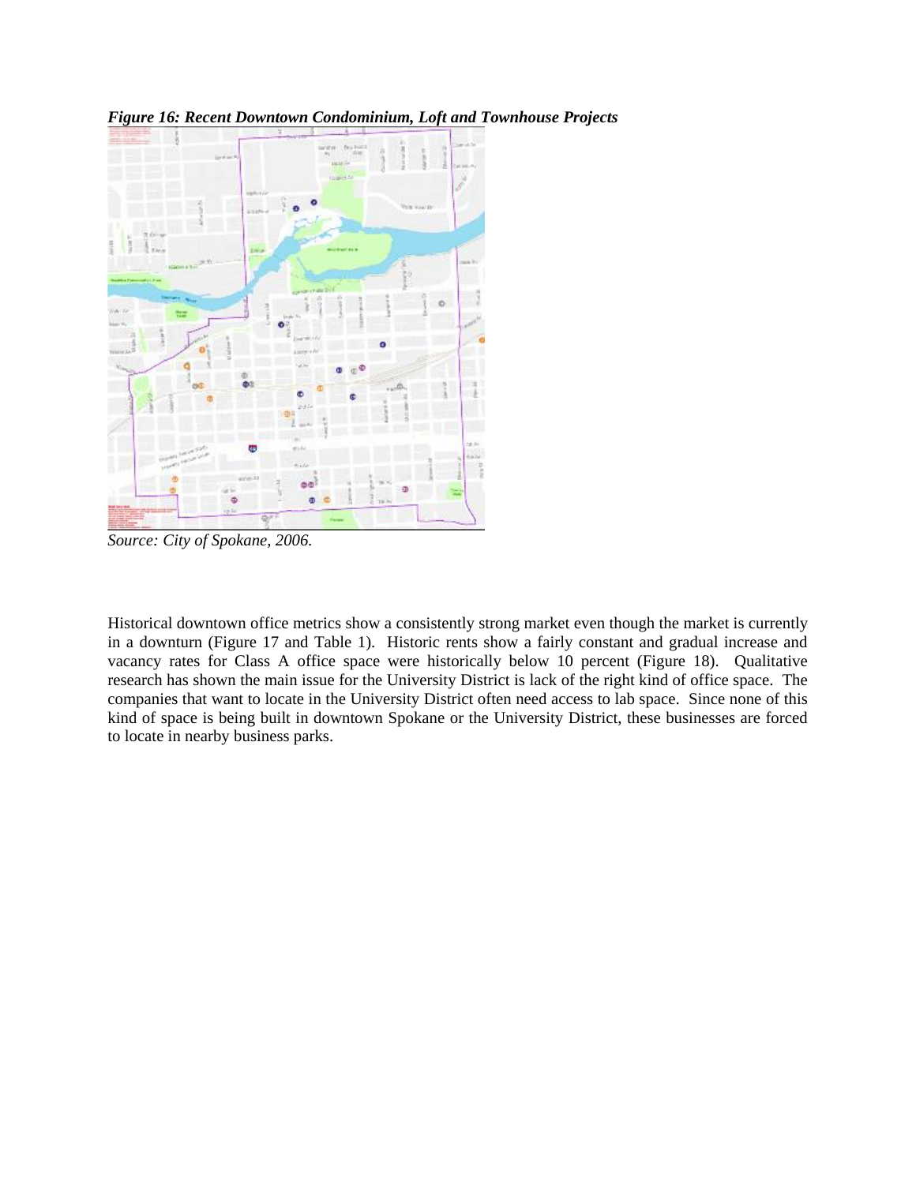*Figure 16: Recent Downtown Condominium, Loft and Townhouse Projects*

*Source: City of Spokane, 2006.*

Historical downtown office metrics show a consistently strong market even though the market is currently in a downturn (Figure 17 and Table 1). Historic rents show a fairly constant and gradual increase and vacancy rates for Class A office space were historically below 10 percent (Figure 18). Qualitative research has shown the main issue for the University District is lack of the right kind of office space. The companies that want to locate in the University District often need access to lab space. Since none of this kind of space is being built in downtown Spokane or the University District, these businesses are forced to locate in nearby business parks.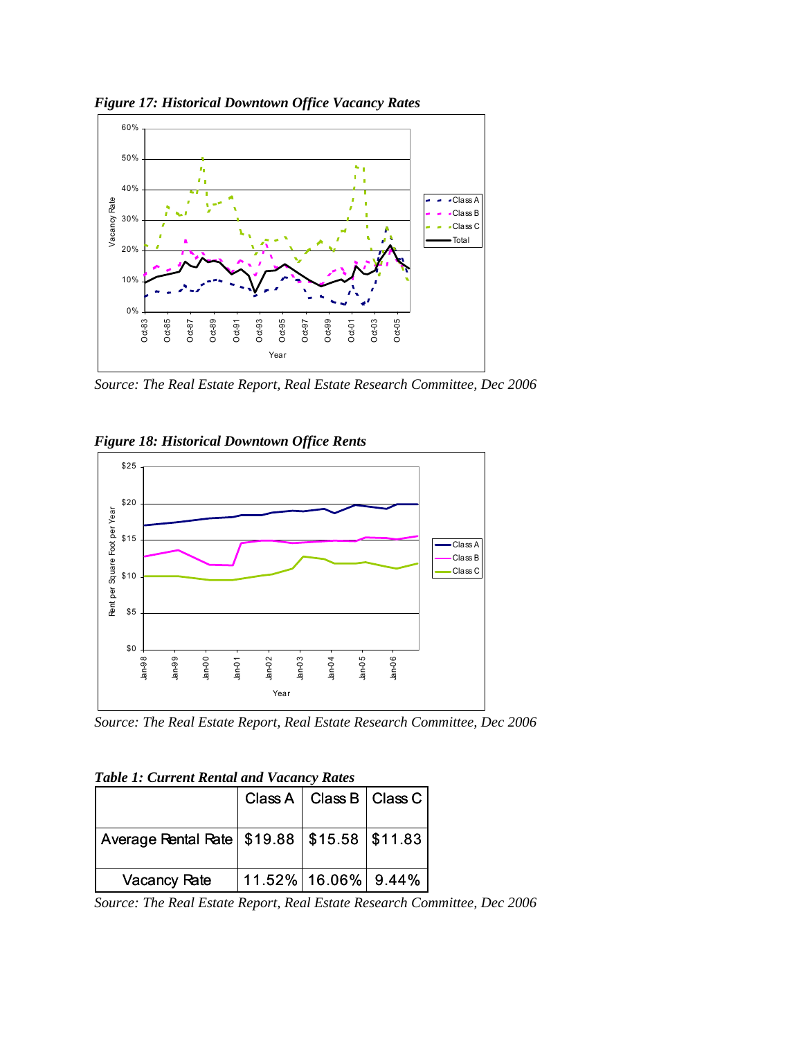*Figure 17: Historical Downtown Office Vacancy Rates*

*Source: The Real Estate Report, Real Estate Research Committee, Dec 2006*

*Figure 18: Historical Downtown Office Rents*

*Source: The Real Estate Report, Real Estate Research Committee, Dec 2006*

*Table 1: Current Rental and Vacancy Rates*

| | Class A | Class B | Class C |
|---|---|---|---|
| Average Rental Rate | $19.88 | $15.58 | $11.83 |
| Vacancy Rate | 11.52% | 16.06% | 9.44% |

*Source: The Real Estate Report, Real Estate Research Committee, Dec 2006*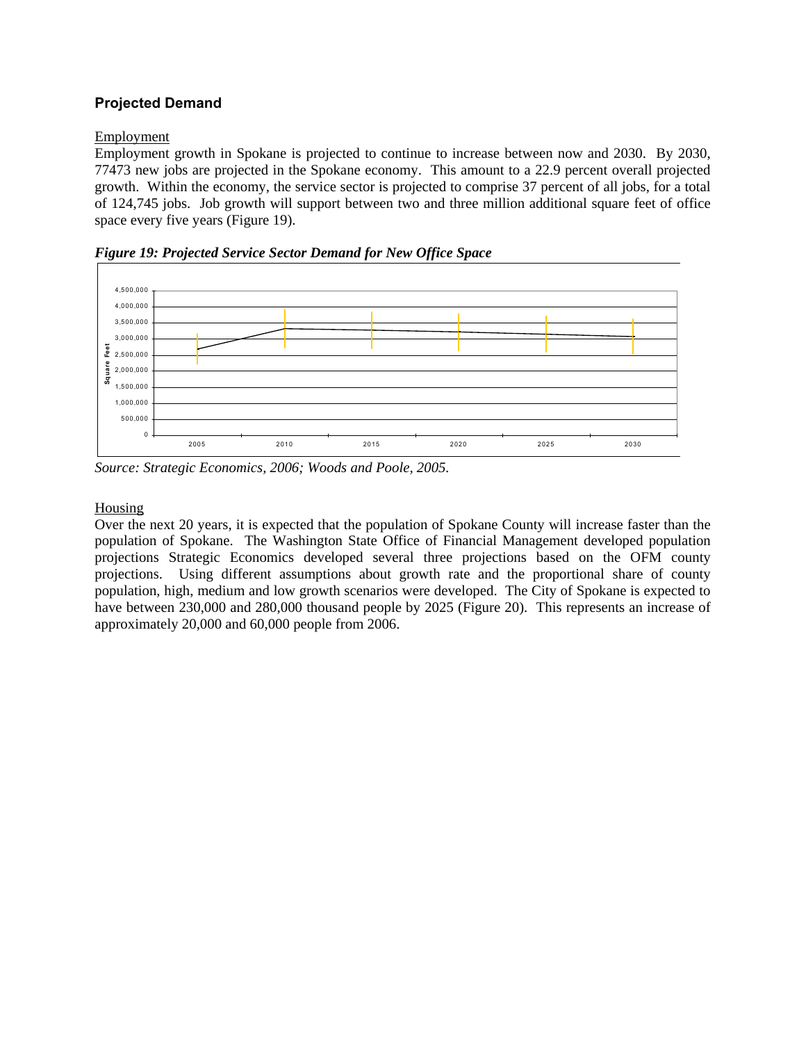## Projected Demand

Employment

Employment growth in Spokane is projected to continue to increase between now and 2030. By 2030, 77473 new jobs are projected in the Spokane economy. This amount to a 22.9 percent overall projected growth. Within the economy, the service sector is projected to comprise 37 percent of all jobs, for a total of 124,745 jobs. Job growth will support between two and three million additional square feet of office space every five years (Figure 19).

***Figure 19: Projected Service Sector Demand for New Office Space***

*Source: Strategic Economics, 2006; Woods and Poole, 2005.*

Housing

Over the next 20 years, it is expected that the population of Spokane County will increase faster than the population of Spokane. The Washington State Office of Financial Management developed population projections Strategic Economics developed several three projections based on the OFM county projections. Using different assumptions about growth rate and the proportional share of county population, high, medium and low growth scenarios were developed. The City of Spokane is expected to have between 230,000 and 280,000 thousand people by 2025 (Figure 20). This represents an increase of approximately 20,000 and 60,000 people from 2006.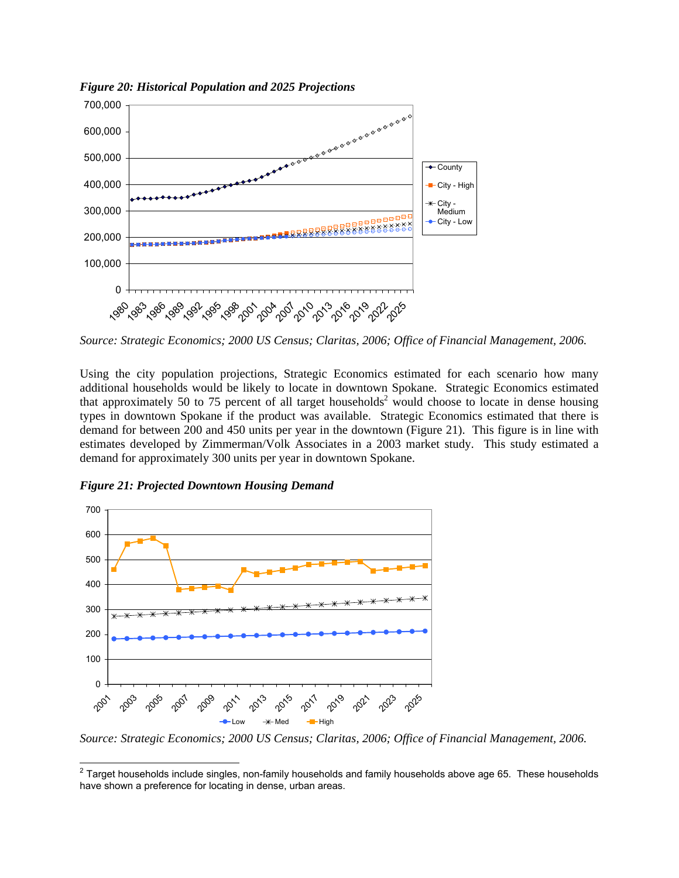*Figure 20: Historical Population and 2025 Projections*

*Source: Strategic Economics; 2000 US Census; Claritas, 2006; Office of Financial Management, 2006.*

Using the city population projections, Strategic Economics estimated for each scenario how many additional households would be likely to locate in downtown Spokane. Strategic Economics estimated that approximately 50 to 75 percent of all target households[2] would choose to locate in dense housing types in downtown Spokane if the product was available. Strategic Economics estimated that there is demand for between 200 and 450 units per year in the downtown (Figure 21). This figure is in line with estimates developed by Zimmerman/Volk Associates in a 2003 market study. This study estimated a demand for approximately 300 units per year in downtown Spokane.

*Figure 21: Projected Downtown Housing Demand*

*Source: Strategic Economics; 2000 US Census; Claritas, 2006; Office of Financial Management, 2006.*

---

[2] Target households include singles, non-family households and family households above age 65. These households have shown a preference for locating in dense, urban areas.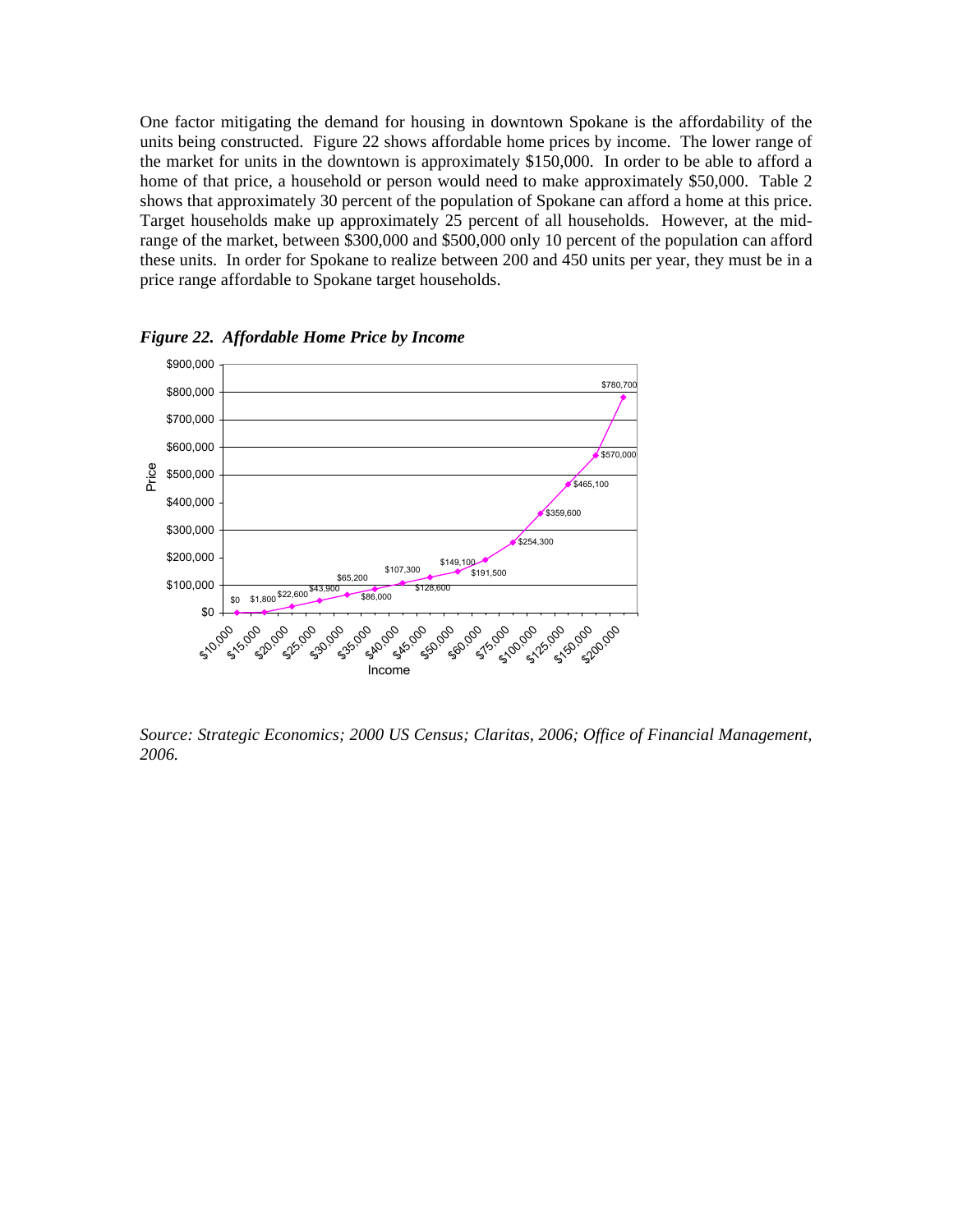One factor mitigating the demand for housing in downtown Spokane is the affordability of the units being constructed. Figure 22 shows affordable home prices by income. The lower range of the market for units in the downtown is approximately $150,000. In order to be able to afford a home of that price, a household or person would need to make approximately $50,000. Table 2 shows that approximately 30 percent of the population of Spokane can afford a home at this price. Target households make up approximately 25 percent of all households. However, at the mid-range of the market, between $300,000 and $500,000 only 10 percent of the population can afford these units. In order for Spokane to realize between 200 and 450 units per year, they must be in a price range affordable to Spokane target households.

***Figure 22. Affordable Home Price by Income***

| Income | Price |
|---|---|
| $10,000 | $0 |
| $15,000 | $1,800 |
| $20,000 | $22,600 |
| $25,000 | $43,900 |
| $30,000 | $65,200 |
| $35,000 | $86,000 |
| $40,000 | $107,300 |
| $45,000 | $128,600 |
| $50,000 | $149,100 |
| $60,000 | $191,500 |
| $75,000 | $254,300 |
| $100,000 | $359,600 |
| $125,000 | $465,100 |
| $150,000 | $570,000 |
| $200,000 | $780,700 |

*Source: Strategic Economics; 2000 US Census; Claritas, 2006; Office of Financial Management, 2006.*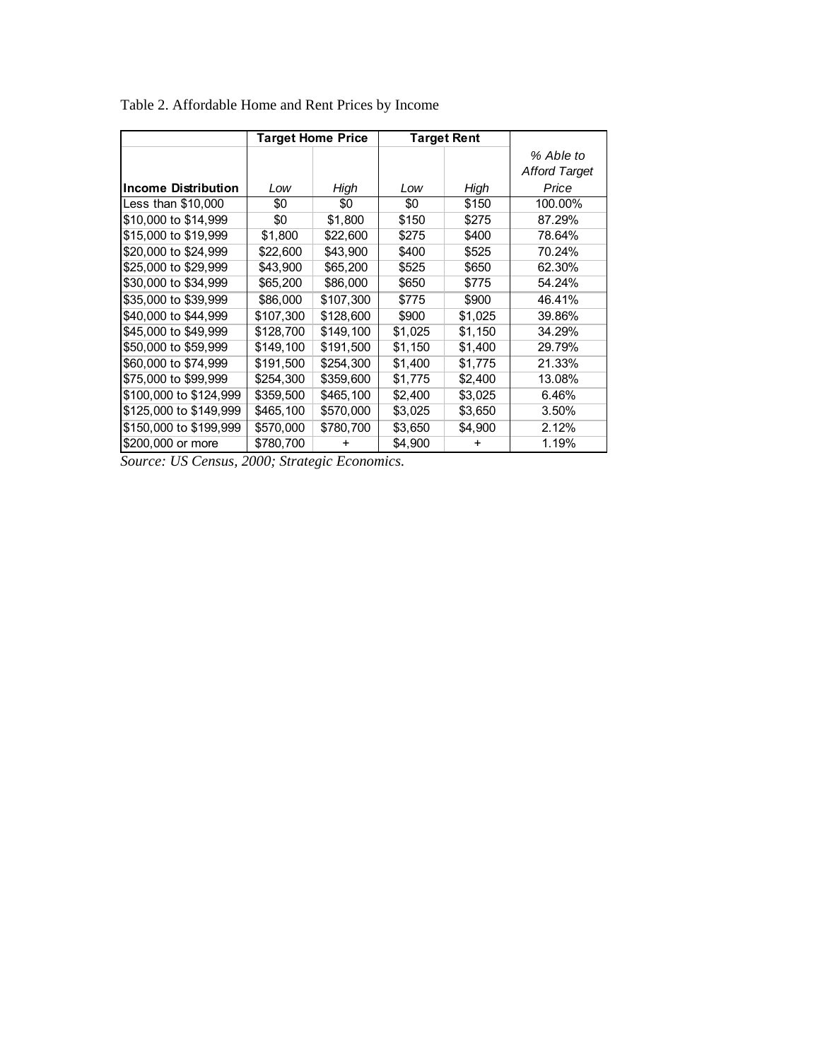Table 2. Affordable Home and Rent Prices by Income

| | Target Home Price | | Target Rent | | |
|---|---|---|---|---|---|
| **Income Distribution** | *Low* | *High* | *Low* | *High* | *% Able to Afford Target Price* |
| Less than $10,000 | $0 | $0 | $0 | $150 | 100.00% |
| $10,000 to $14,999 | $0 | $1,800 | $150 | $275 | 87.29% |
| $15,000 to $19,999 | $1,800 | $22,600 | $275 | $400 | 78.64% |
| $20,000 to $24,999 | $22,600 | $43,900 | $400 | $525 | 70.24% |
| $25,000 to $29,999 | $43,900 | $65,200 | $525 | $650 | 62.30% |
| $30,000 to $34,999 | $65,200 | $86,000 | $650 | $775 | 54.24% |
| $35,000 to $39,999 | $86,000 | $107,300 | $775 | $900 | 46.41% |
| $40,000 to $44,999 | $107,300 | $128,600 | $900 | $1,025 | 39.86% |
| $45,000 to $49,999 | $128,700 | $149,100 | $1,025 | $1,150 | 34.29% |
| $50,000 to $59,999 | $149,100 | $191,500 | $1,150 | $1,400 | 29.79% |
| $60,000 to $74,999 | $191,500 | $254,300 | $1,400 | $1,775 | 21.33% |
| $75,000 to $99,999 | $254,300 | $359,600 | $1,775 | $2,400 | 13.08% |
| $100,000 to $124,999 | $359,500 | $465,100 | $2,400 | $3,025 | 6.46% |
| $125,000 to $149,999 | $465,100 | $570,000 | $3,025 | $3,650 | 3.50% |
| $150,000 to $199,999 | $570,000 | $780,700 | $3,650 | $4,900 | 2.12% |
| $200,000 or more | $780,700 | + | $4,900 | + | 1.19% |

*Source: US Census, 2000; Strategic Economics.*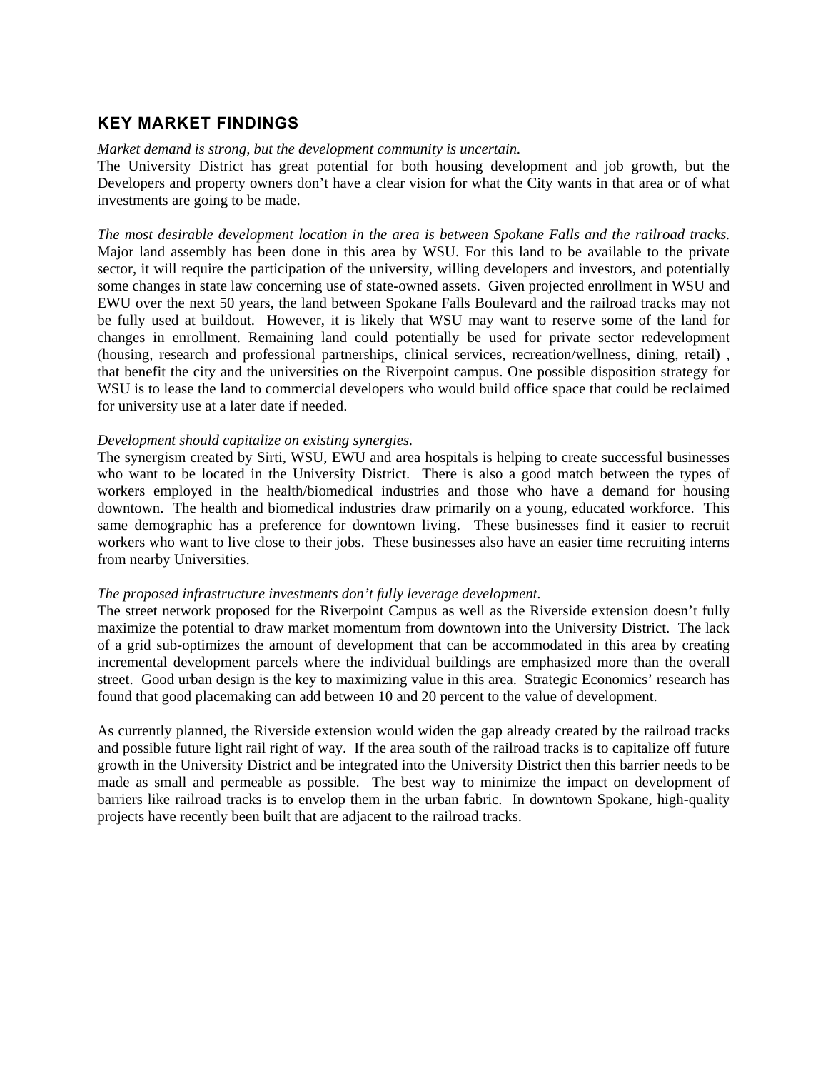## KEY MARKET FINDINGS

*Market demand is strong, but the development community is uncertain.*
The University District has great potential for both housing development and job growth, but the Developers and property owners don't have a clear vision for what the City wants in that area or of what investments are going to be made.

*The most desirable development location in the area is between Spokane Falls and the railroad tracks.* Major land assembly has been done in this area by WSU. For this land to be available to the private sector, it will require the participation of the university, willing developers and investors, and potentially some changes in state law concerning use of state-owned assets. Given projected enrollment in WSU and EWU over the next 50 years, the land between Spokane Falls Boulevard and the railroad tracks may not be fully used at buildout. However, it is likely that WSU may want to reserve some of the land for changes in enrollment. Remaining land could potentially be used for private sector redevelopment (housing, research and professional partnerships, clinical services, recreation/wellness, dining, retail) , that benefit the city and the universities on the Riverpoint campus. One possible disposition strategy for WSU is to lease the land to commercial developers who would build office space that could be reclaimed for university use at a later date if needed.

*Development should capitalize on existing synergies.*
The synergism created by Sirti, WSU, EWU and area hospitals is helping to create successful businesses who want to be located in the University District. There is also a good match between the types of workers employed in the health/biomedical industries and those who have a demand for housing downtown. The health and biomedical industries draw primarily on a young, educated workforce. This same demographic has a preference for downtown living. These businesses find it easier to recruit workers who want to live close to their jobs. These businesses also have an easier time recruiting interns from nearby Universities.

*The proposed infrastructure investments don't fully leverage development.*
The street network proposed for the Riverpoint Campus as well as the Riverside extension doesn't fully maximize the potential to draw market momentum from downtown into the University District. The lack of a grid sub-optimizes the amount of development that can be accommodated in this area by creating incremental development parcels where the individual buildings are emphasized more than the overall street. Good urban design is the key to maximizing value in this area. Strategic Economics' research has found that good placemaking can add between 10 and 20 percent to the value of development.

As currently planned, the Riverside extension would widen the gap already created by the railroad tracks and possible future light rail right of way. If the area south of the railroad tracks is to capitalize off future growth in the University District and be integrated into the University District then this barrier needs to be made as small and permeable as possible. The best way to minimize the impact on development of barriers like railroad tracks is to envelop them in the urban fabric. In downtown Spokane, high-quality projects have recently been built that are adjacent to the railroad tracks.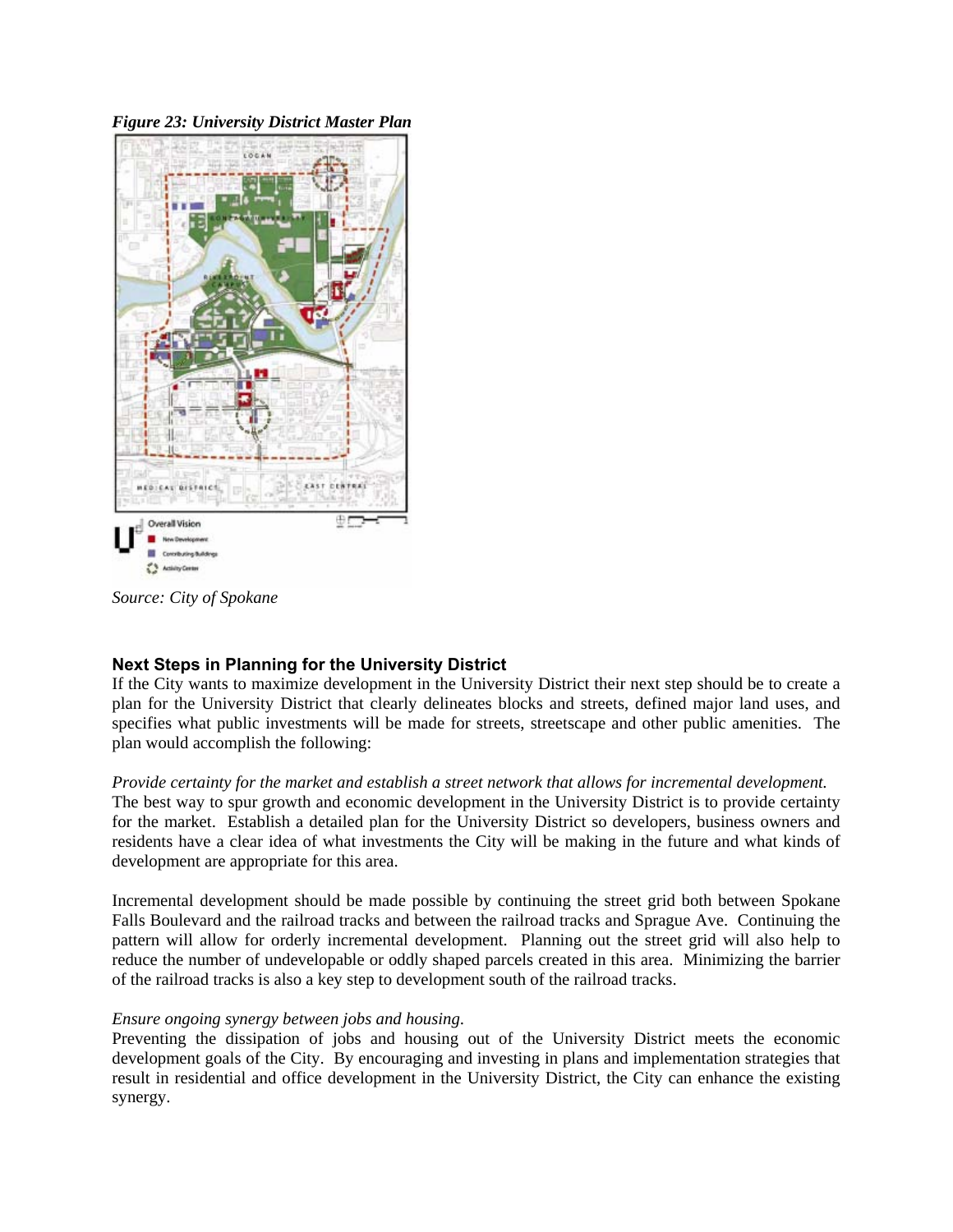*Figure 23: University District Master Plan*

*Source: City of Spokane*

### Next Steps in Planning for the University District

If the City wants to maximize development in the University District their next step should be to create a plan for the University District that clearly delineates blocks and streets, defined major land uses, and specifies what public investments will be made for streets, streetscape and other public amenities. The plan would accomplish the following:

*Provide certainty for the market and establish a street network that allows for incremental development.* The best way to spur growth and economic development in the University District is to provide certainty for the market. Establish a detailed plan for the University District so developers, business owners and residents have a clear idea of what investments the City will be making in the future and what kinds of development are appropriate for this area.

Incremental development should be made possible by continuing the street grid both between Spokane Falls Boulevard and the railroad tracks and between the railroad tracks and Sprague Ave. Continuing the pattern will allow for orderly incremental development. Planning out the street grid will also help to reduce the number of undevelopable or oddly shaped parcels created in this area. Minimizing the barrier of the railroad tracks is also a key step to development south of the railroad tracks.

*Ensure ongoing synergy between jobs and housing.*
Preventing the dissipation of jobs and housing out of the University District meets the economic development goals of the City. By encouraging and investing in plans and implementation strategies that result in residential and office development in the University District, the City can enhance the existing synergy.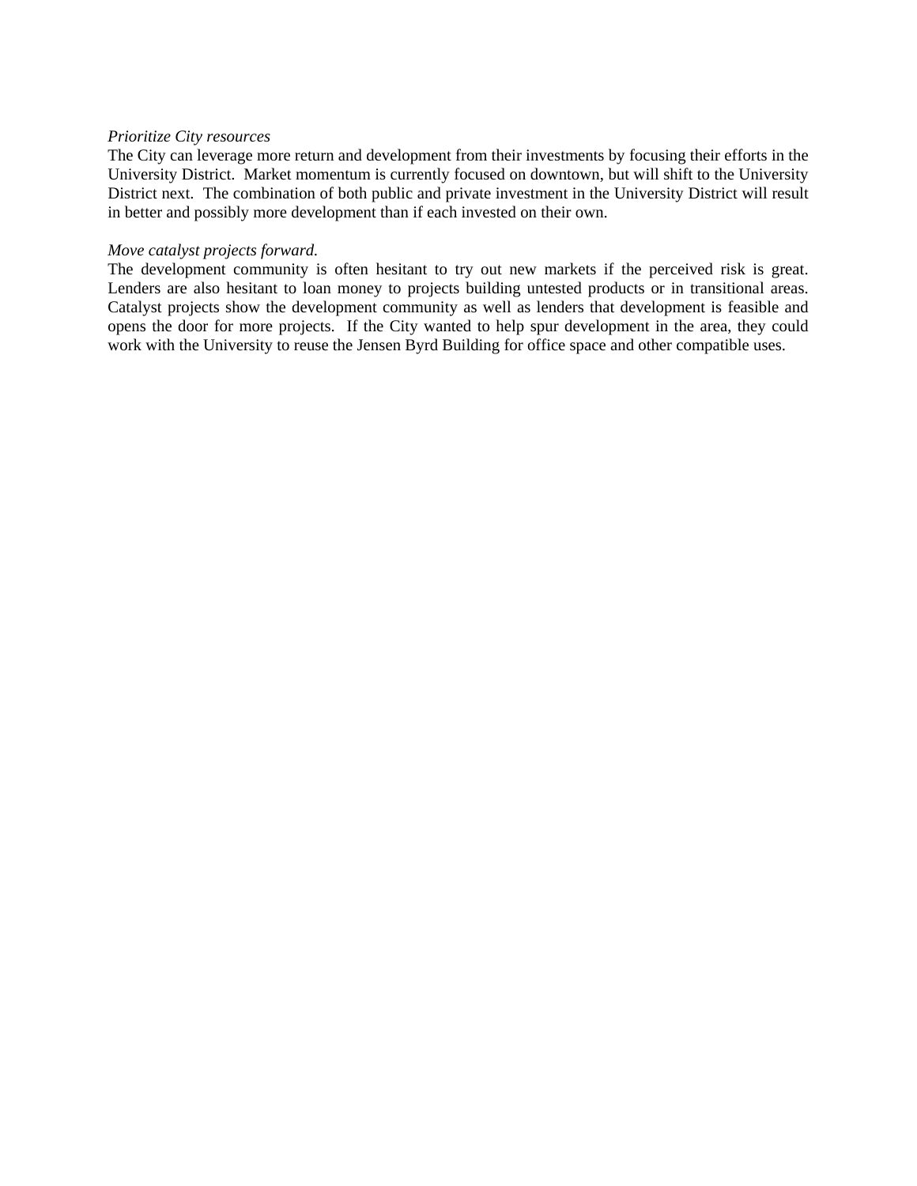*Prioritize City resources*

The City can leverage more return and development from their investments by focusing their efforts in the University District. Market momentum is currently focused on downtown, but will shift to the University District next. The combination of both public and private investment in the University District will result in better and possibly more development than if each invested on their own.

*Move catalyst projects forward.*

The development community is often hesitant to try out new markets if the perceived risk is great. Lenders are also hesitant to loan money to projects building untested products or in transitional areas. Catalyst projects show the development community as well as lenders that development is feasible and opens the door for more projects. If the City wanted to help spur development in the area, they could work with the University to reuse the Jensen Byrd Building for office space and other compatible uses.